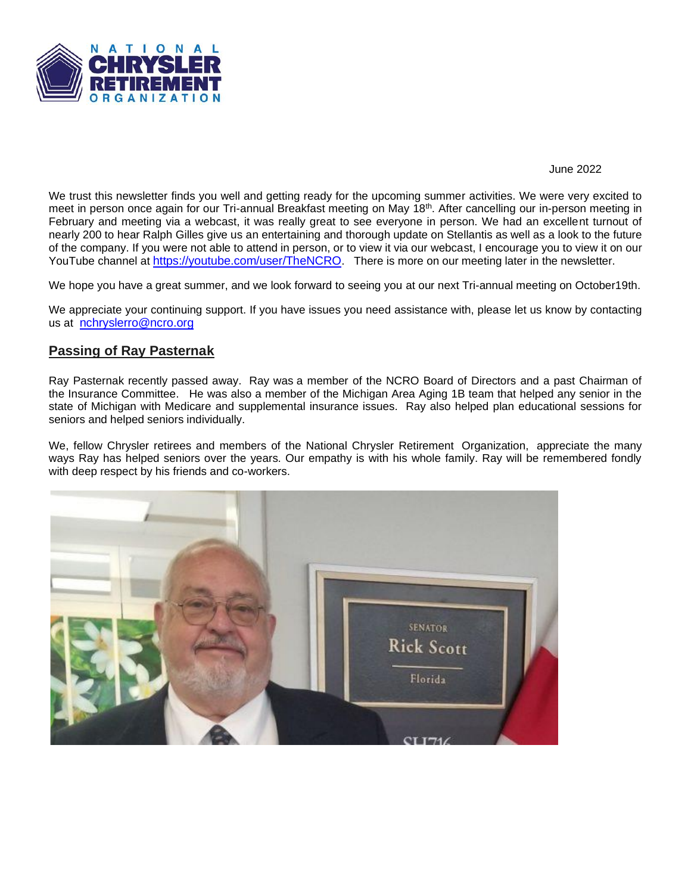NATIONAL CHRYSLER RETIREMENT ORGANIZATION

June 2022

We trust this newsletter finds you well and getting ready for the upcoming summer activities. We were very excited to meet in person once again for our Tri-annual Breakfast meeting on May 18th. After cancelling our in-person meeting in February and meeting via a webcast, it was really great to see everyone in person. We had an excellent turnout of nearly 200 to hear Ralph Gilles give us an entertaining and thorough update on Stellantis as well as a look to the future of the company. If you were not able to attend in person, or to view it via our webcast, I encourage you to view it on our YouTube channel at https://youtube.com/user/TheNCRO. There is more on our meeting later in the newsletter.

We hope you have a great summer, and we look forward to seeing you at our next Tri-annual meeting on October19th.

We appreciate your continuing support. If you have issues you need assistance with, please let us know by contacting us at nchryslerro@ncro.org

## Passing of Ray Pasternak

Ray Pasternak recently passed away. Ray was a member of the NCRO Board of Directors and a past Chairman of the Insurance Committee. He was also a member of the Michigan Area Aging 1B team that helped any senior in the state of Michigan with Medicare and supplemental insurance issues. Ray also helped plan educational sessions for seniors and helped seniors individually.

We, fellow Chrysler retirees and members of the National Chrysler Retirement Organization, appreciate the many ways Ray has helped seniors over the years. Our empathy is with his whole family. Ray will be remembered fondly with deep respect by his friends and co-workers.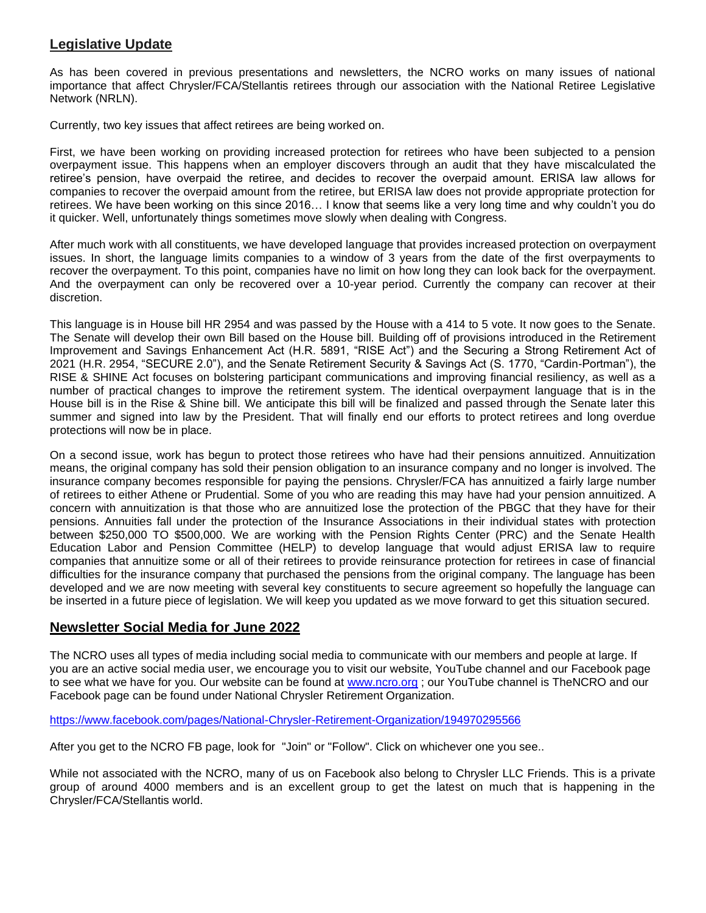## Legislative Update

As has been covered in previous presentations and newsletters, the NCRO works on many issues of national importance that affect Chrysler/FCA/Stellantis retirees through our association with the National Retiree Legislative Network (NRLN).

Currently, two key issues that affect retirees are being worked on.

First, we have been working on providing increased protection for retirees who have been subjected to a pension overpayment issue. This happens when an employer discovers through an audit that they have miscalculated the retiree's pension, have overpaid the retiree, and decides to recover the overpaid amount. ERISA law allows for companies to recover the overpaid amount from the retiree, but ERISA law does not provide appropriate protection for retirees. We have been working on this since 2016… I know that seems like a very long time and why couldn't you do it quicker. Well, unfortunately things sometimes move slowly when dealing with Congress.

After much work with all constituents, we have developed language that provides increased protection on overpayment issues. In short, the language limits companies to a window of 3 years from the date of the first overpayments to recover the overpayment. To this point, companies have no limit on how long they can look back for the overpayment. And the overpayment can only be recovered over a 10-year period. Currently the company can recover at their discretion.

This language is in House bill HR 2954 and was passed by the House with a 414 to 5 vote. It now goes to the Senate. The Senate will develop their own Bill based on the House bill. Building off of provisions introduced in the Retirement Improvement and Savings Enhancement Act (H.R. 5891, "RISE Act") and the Securing a Strong Retirement Act of 2021 (H.R. 2954, "SECURE 2.0"), and the Senate Retirement Security & Savings Act (S. 1770, "Cardin-Portman"), the RISE & SHINE Act focuses on bolstering participant communications and improving financial resiliency, as well as a number of practical changes to improve the retirement system. The identical overpayment language that is in the House bill is in the Rise & Shine bill. We anticipate this bill will be finalized and passed through the Senate later this summer and signed into law by the President. That will finally end our efforts to protect retirees and long overdue protections will now be in place.

On a second issue, work has begun to protect those retirees who have had their pensions annuitized. Annuitization means, the original company has sold their pension obligation to an insurance company and no longer is involved. The insurance company becomes responsible for paying the pensions. Chrysler/FCA has annuitized a fairly large number of retirees to either Athene or Prudential. Some of you who are reading this may have had your pension annuitized. A concern with annuitization is that those who are annuitized lose the protection of the PBGC that they have for their pensions. Annuities fall under the protection of the Insurance Associations in their individual states with protection between $250,000 TO $500,000. We are working with the Pension Rights Center (PRC) and the Senate Health Education Labor and Pension Committee (HELP) to develop language that would adjust ERISA law to require companies that annuitize some or all of their retirees to provide reinsurance protection for retirees in case of financial difficulties for the insurance company that purchased the pensions from the original company. The language has been developed and we are now meeting with several key constituents to secure agreement so hopefully the language can be inserted in a future piece of legislation. We will keep you updated as we move forward to get this situation secured.

## Newsletter Social Media for June 2022

The NCRO uses all types of media including social media to communicate with our members and people at large. If you are an active social media user, we encourage you to visit our website, YouTube channel and our Facebook page to see what we have for you. Our website can be found at www.ncro.org ; our YouTube channel is TheNCRO and our Facebook page can be found under National Chrysler Retirement Organization.

https://www.facebook.com/pages/National-Chrysler-Retirement-Organization/194970295566

After you get to the NCRO FB page, look for "Join" or "Follow". Click on whichever one you see..

While not associated with the NCRO, many of us on Facebook also belong to Chrysler LLC Friends. This is a private group of around 4000 members and is an excellent group to get the latest on much that is happening in the Chrysler/FCA/Stellantis world.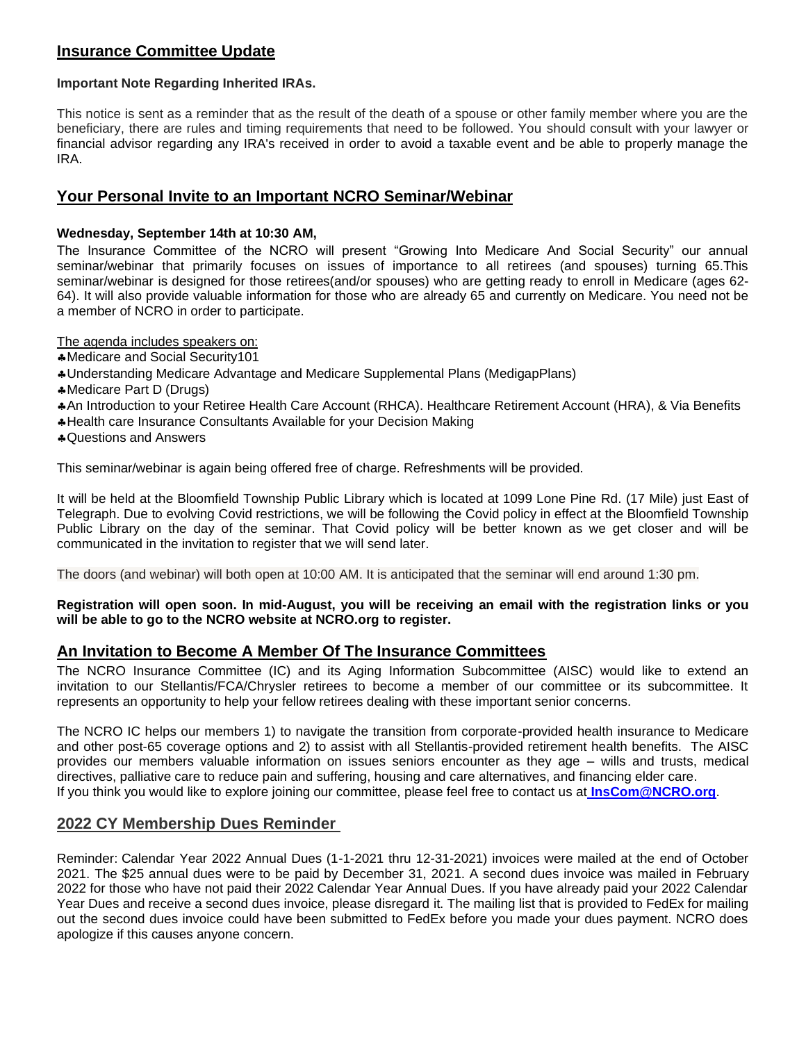## Insurance Committee Update

**Important Note Regarding Inherited IRAs.**

This notice is sent as a reminder that as the result of the death of a spouse or other family member where you are the beneficiary, there are rules and timing requirements that need to be followed. You should consult with your lawyer or financial advisor regarding any IRA's received in order to avoid a taxable event and be able to properly manage the IRA.

## Your Personal Invite to an Important NCRO Seminar/Webinar

**Wednesday, September 14th at 10:30 AM,**

The Insurance Committee of the NCRO will present "Growing Into Medicare And Social Security" our annual seminar/webinar that primarily focuses on issues of importance to all retirees (and spouses) turning 65.This seminar/webinar is designed for those retirees(and/or spouses) who are getting ready to enroll in Medicare (ages 62-64). It will also provide valuable information for those who are already 65 and currently on Medicare. You need not be a member of NCRO in order to participate.

The agenda includes speakers on:

- Medicare and Social Security101
- Understanding Medicare Advantage and Medicare Supplemental Plans (MedigapPlans)
- Medicare Part D (Drugs)
- An Introduction to your Retiree Health Care Account (RHCA). Healthcare Retirement Account (HRA), & Via Benefits
- Health care Insurance Consultants Available for your Decision Making
- Questions and Answers

This seminar/webinar is again being offered free of charge. Refreshments will be provided.

It will be held at the Bloomfield Township Public Library which is located at 1099 Lone Pine Rd. (17 Mile) just East of Telegraph. Due to evolving Covid restrictions, we will be following the Covid policy in effect at the Bloomfield Township Public Library on the day of the seminar. That Covid policy will be better known as we get closer and will be communicated in the invitation to register that we will send later.

The doors (and webinar) will both open at 10:00 AM. It is anticipated that the seminar will end around 1:30 pm.

**Registration will open soon. In mid-August, you will be receiving an email with the registration links or you will be able to go to the NCRO website at NCRO.org to register.**

## An Invitation to Become A Member Of The Insurance Committees

The NCRO Insurance Committee (IC) and its Aging Information Subcommittee (AISC) would like to extend an invitation to our Stellantis/FCA/Chrysler retirees to become a member of our committee or its subcommittee. It represents an opportunity to help your fellow retirees dealing with these important senior concerns.

The NCRO IC helps our members 1) to navigate the transition from corporate-provided health insurance to Medicare and other post-65 coverage options and 2) to assist with all Stellantis-provided retirement health benefits. The AISC provides our members valuable information on issues seniors encounter as they age – wills and trusts, medical directives, palliative care to reduce pain and suffering, housing and care alternatives, and financing elder care.
If you think you would like to explore joining our committee, please feel free to contact us at **InsCom@NCRO.org**.

## 2022 CY Membership Dues Reminder

Reminder: Calendar Year 2022 Annual Dues (1-1-2021 thru 12-31-2021) invoices were mailed at the end of October 2021. The $25 annual dues were to be paid by December 31, 2021. A second dues invoice was mailed in February 2022 for those who have not paid their 2022 Calendar Year Annual Dues. If you have already paid your 2022 Calendar Year Dues and receive a second dues invoice, please disregard it. The mailing list that is provided to FedEx for mailing out the second dues invoice could have been submitted to FedEx before you made your dues payment. NCRO does apologize if this causes anyone concern.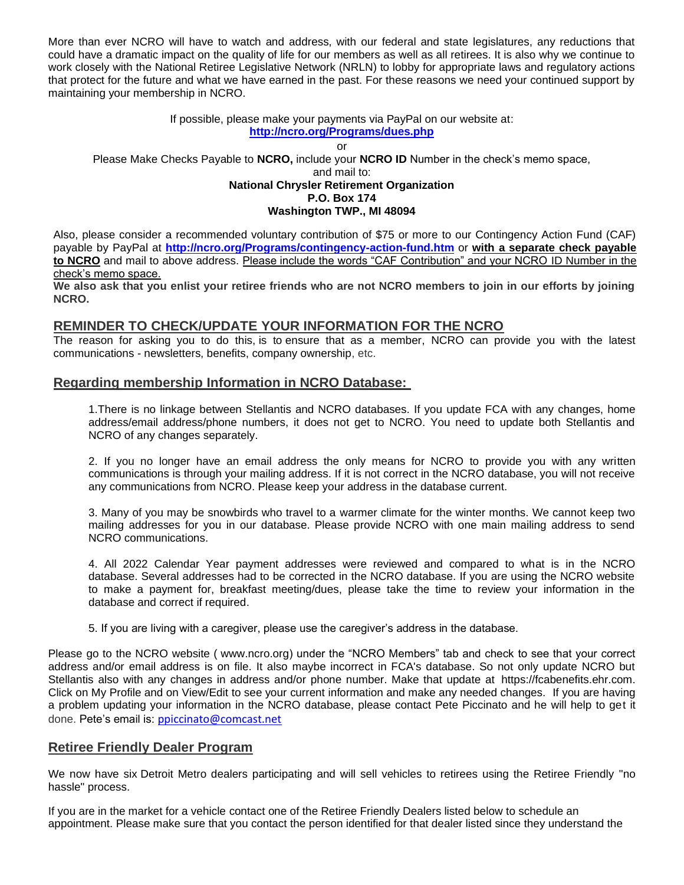More than ever NCRO will have to watch and address, with our federal and state legislatures, any reductions that could have a dramatic impact on the quality of life for our members as well as all retirees. It is also why we continue to work closely with the National Retiree Legislative Network (NRLN) to lobby for appropriate laws and regulatory actions that protect for the future and what we have earned in the past. For these reasons we need your continued support by maintaining your membership in NCRO.

If possible, please make your payments via PayPal on our website at:
**http://ncro.org/Programs/dues.php**

or

Please Make Checks Payable to **NCRO,** include your **NCRO ID** Number in the check's memo space, and mail to:

**National Chrysler Retirement Organization**
**P.O. Box 174**
**Washington TWP., MI 48094**

Also, please consider a recommended voluntary contribution of $75 or more to our Contingency Action Fund (CAF) payable by PayPal at **http://ncro.org/Programs/contingency-action-fund.htm** or **with a separate check payable to NCRO** and mail to above address. Please include the words "CAF Contribution" and your NCRO ID Number in the check's memo space.

**We also ask that you enlist your retiree friends who are not NCRO members to join in our efforts by joining NCRO.**

## REMINDER TO CHECK/UPDATE YOUR INFORMATION FOR THE NCRO

The reason for asking you to do this, is to ensure that as a member, NCRO can provide you with the latest communications - newsletters, benefits, company ownership, etc.

### Regarding membership Information in NCRO Database:

1.There is no linkage between Stellantis and NCRO databases. If you update FCA with any changes, home address/email address/phone numbers, it does not get to NCRO. You need to update both Stellantis and NCRO of any changes separately.

2. If you no longer have an email address the only means for NCRO to provide you with any written communications is through your mailing address. If it is not correct in the NCRO database, you will not receive any communications from NCRO. Please keep your address in the database current.

3. Many of you may be snowbirds who travel to a warmer climate for the winter months. We cannot keep two mailing addresses for you in our database. Please provide NCRO with one main mailing address to send NCRO communications.

4. All 2022 Calendar Year payment addresses were reviewed and compared to what is in the NCRO database. Several addresses had to be corrected in the NCRO database. If you are using the NCRO website to make a payment for, breakfast meeting/dues, please take the time to review your information in the database and correct if required.

5. If you are living with a caregiver, please use the caregiver's address in the database.

Please go to the NCRO website ( www.ncro.org) under the "NCRO Members" tab and check to see that your correct address and/or email address is on file. It also maybe incorrect in FCA's database. So not only update NCRO but Stellantis also with any changes in address and/or phone number. Make that update at https://fcabenefits.ehr.com. Click on My Profile and on View/Edit to see your current information and make any needed changes. If you are having a problem updating your information in the NCRO database, please contact Pete Piccinato and he will help to get it done. Pete's email is: ppiccinato@comcast.net

### Retiree Friendly Dealer Program

We now have six Detroit Metro dealers participating and will sell vehicles to retirees using the Retiree Friendly "no hassle" process.

If you are in the market for a vehicle contact one of the Retiree Friendly Dealers listed below to schedule an appointment. Please make sure that you contact the person identified for that dealer listed since they understand the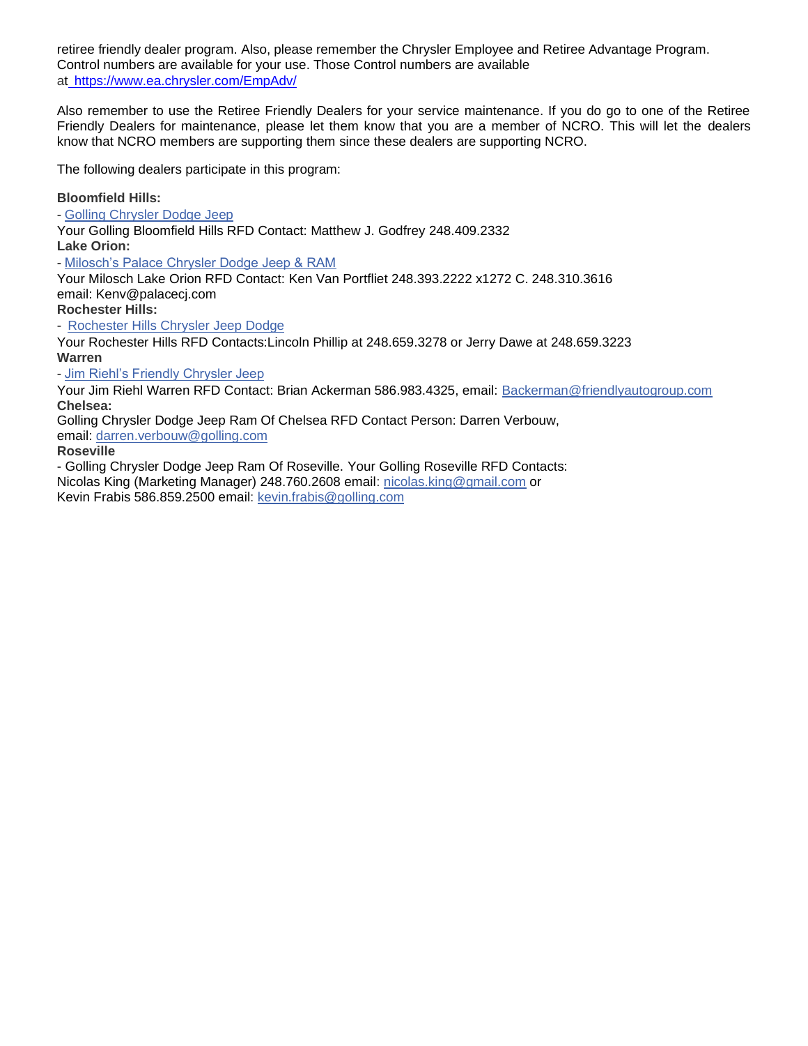retiree friendly dealer program. Also, please remember the Chrysler Employee and Retiree Advantage Program. Control numbers are available for your use. Those Control numbers are available at https://www.ea.chrysler.com/EmpAdv/

Also remember to use the Retiree Friendly Dealers for your service maintenance. If you do go to one of the Retiree Friendly Dealers for maintenance, please let them know that you are a member of NCRO. This will let the dealers know that NCRO members are supporting them since these dealers are supporting NCRO.

The following dealers participate in this program:

**Bloomfield Hills:**
- Golling Chrysler Dodge Jeep

Your Golling Bloomfield Hills RFD Contact: Matthew J. Godfrey 248.409.2332

**Lake Orion:**
- Milosch's Palace Chrysler Dodge Jeep & RAM

Your Milosch Lake Orion RFD Contact: Ken Van Portfliet 248.393.2222 x1272 C. 248.310.3616
email: Kenv@palacecj.com

**Rochester Hills:**
- Rochester Hills Chrysler Jeep Dodge

Your Rochester Hills RFD Contacts:Lincoln Phillip at 248.659.3278 or Jerry Dawe at 248.659.3223

**Warren**
- Jim Riehl's Friendly Chrysler Jeep

Your Jim Riehl Warren RFD Contact: Brian Ackerman 586.983.4325, email: Backerman@friendlyautogroup.com

**Chelsea:**
Golling Chrysler Dodge Jeep Ram Of Chelsea RFD Contact Person: Darren Verbouw,
email: darren.verbouw@golling.com

**Roseville**
- Golling Chrysler Dodge Jeep Ram Of Roseville. Your Golling Roseville RFD Contacts:

Nicolas King (Marketing Manager) 248.760.2608 email: nicolas.king@gmail.com or
Kevin Frabis 586.859.2500 email: kevin.frabis@golling.com